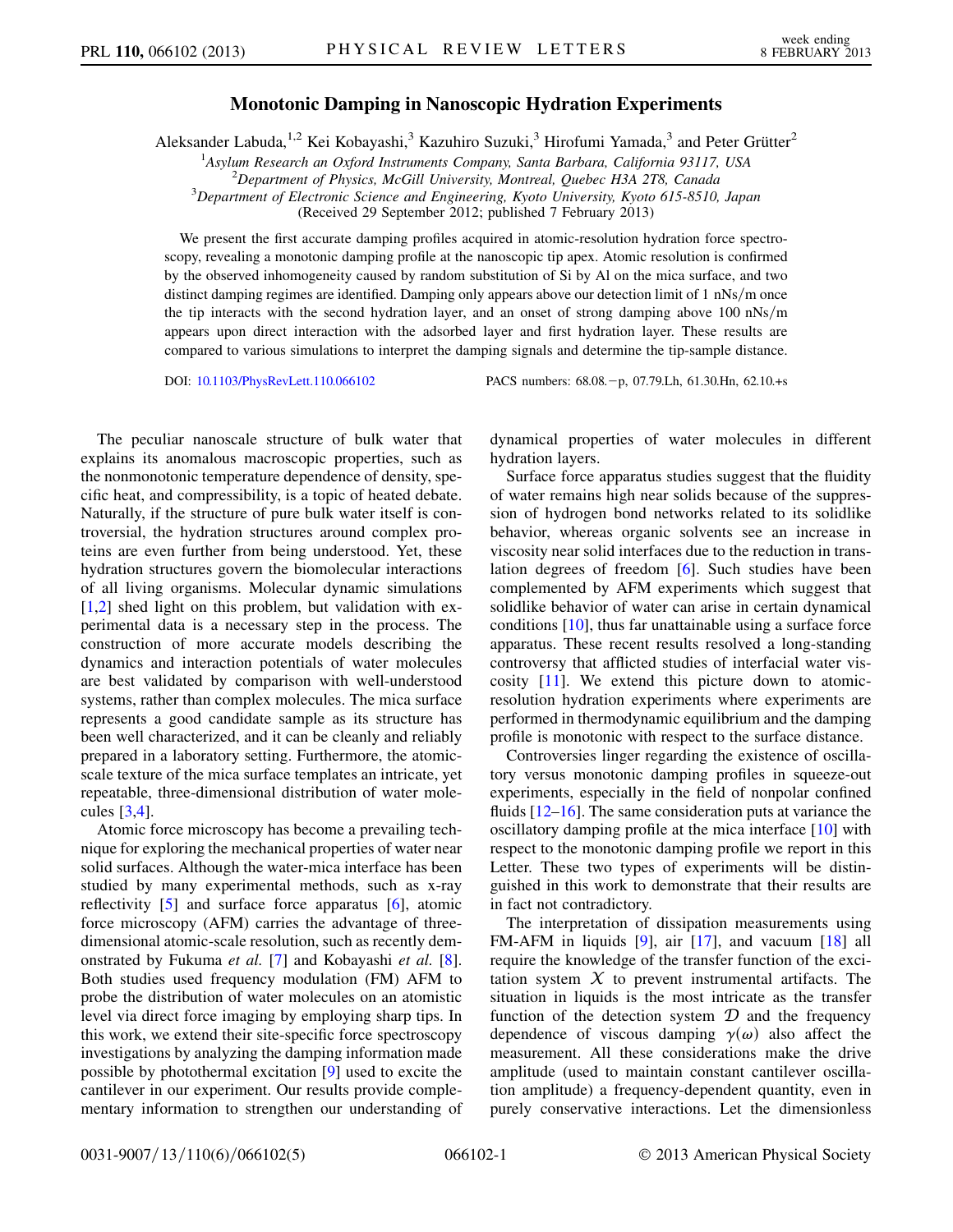# Monotonic Damping in Nanoscopic Hydration Experiments

Aleksander Labuda,[1,2] Kei Kobayashi,[3] Kazuhiro Suzuki,[3] Hirofumi Yamada,[3] and Peter Grütter[2]

[1]*Asylum Research an Oxford Instruments Company, Santa Barbara, California 93117, USA*
[2]*Department of Physics, McGill University, Montreal, Quebec H3A 2T8, Canada*
[3]*Department of Electronic Science and Engineering, Kyoto University, Kyoto 615-8510, Japan*
(Received 29 September 2012; published 7 February 2013)

We present the first accurate damping profiles acquired in atomic-resolution hydration force spectroscopy, revealing a monotonic damping profile at the nanoscopic tip apex. Atomic resolution is confirmed by the observed inhomogeneity caused by random substitution of Si by Al on the mica surface, and two distinct damping regimes are identified. Damping only appears above our detection limit of 1 nNs/m once the tip interacts with the second hydration layer, and an onset of strong damping above 100 nNs/m appears upon direct interaction with the adsorbed layer and first hydration layer. These results are compared to various simulations to interpret the damping signals and determine the tip-sample distance.

DOI: 10.1103/PhysRevLett.110.066102 PACS numbers: 68.08.−p, 07.79.Lh, 61.30.Hn, 62.10.+s

The peculiar nanoscale structure of bulk water that explains its anomalous macroscopic properties, such as the nonmonotonic temperature dependence of density, specific heat, and compressibility, is a topic of heated debate. Naturally, if the structure of pure bulk water itself is controversial, the hydration structures around complex proteins are even further from being understood. Yet, these hydration structures govern the biomolecular interactions of all living organisms. Molecular dynamic simulations [1,2] shed light on this problem, but validation with experimental data is a necessary step in the process. The construction of more accurate models describing the dynamics and interaction potentials of water molecules are best validated by comparison with well-understood systems, rather than complex molecules. The mica surface represents a good candidate sample as its structure has been well characterized, and it can be cleanly and reliably prepared in a laboratory setting. Furthermore, the atomic-scale texture of the mica surface templates an intricate, yet repeatable, three-dimensional distribution of water molecules [3,4].

Atomic force microscopy has become a prevailing technique for exploring the mechanical properties of water near solid surfaces. Although the water-mica interface has been studied by many experimental methods, such as x-ray reflectivity [5] and surface force apparatus [6], atomic force microscopy (AFM) carries the advantage of three-dimensional atomic-scale resolution, such as recently demonstrated by Fukuma *et al.* [7] and Kobayashi *et al.* [8]. Both studies used frequency modulation (FM) AFM to probe the distribution of water molecules on an atomic level via direct force imaging by employing sharp tips. In this work, we extend their site-specific force spectroscopy investigations by analyzing the damping information made possible by photothermal excitation [9] used to excite the cantilever in our experiment. Our results provide complementary information to strengthen our understanding of dynamical properties of water molecules in different hydration layers.

Surface force apparatus studies suggest that the fluidity of water remains high near solids because of the suppression of hydrogen bond networks related to its solidlike behavior, whereas organic solvents see an increase in viscosity near solid interfaces due to the reduction in translation degrees of freedom [6]. Such studies have been complemented by AFM experiments which suggest that solidlike behavior of water can arise in certain dynamical conditions [10], thus far unattainable using a surface force apparatus. These recent results resolved a long-standing controversy that afflicted studies of interfacial water viscosity [11]. We extend this picture down to atomic-resolution hydration experiments where experiments are performed in thermodynamic equilibrium and the damping profile is monotonic with respect to the surface distance.

Controversies linger regarding the existence of oscillatory versus monotonic damping profiles in squeeze-out experiments, especially in the field of nonpolar confined fluids [12–16]. The same consideration puts at variance the oscillatory damping profile at the mica interface [10] with respect to the monotonic damping profile we report in this Letter. These two types of experiments will be distinguished in this work to demonstrate that their results are in fact not contradictory.

The interpretation of dissipation measurements using FM-AFM in liquids [9], air [17], and vacuum [18] all require the knowledge of the transfer function of the excitation system $\mathcal{X}$ to prevent instrumental artifacts. The situation in liquids is the most intricate as the transfer function of the detection system $\mathcal{D}$ and the frequency dependence of viscous damping $\gamma(\omega)$ also affect the measurement. All these considerations make the drive amplitude (used to maintain constant cantilever oscillation amplitude) a frequency-dependent quantity, even in purely conservative interactions. Let the dimensionless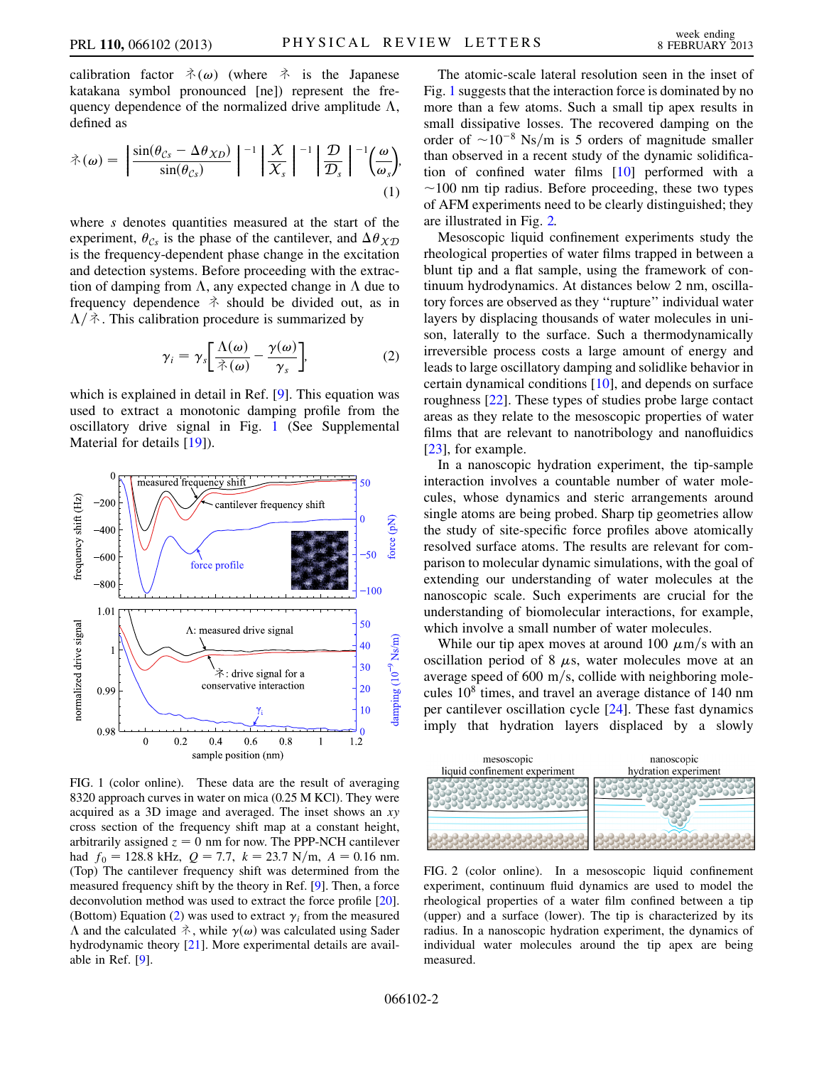calibration factor ネ($\omega$) (where ネ is the Japanese katakana symbol pronounced [ne]) represent the frequency dependence of the normalized drive amplitude $\Lambda$, defined as

$$\text{ネ}(\omega) = \left|\frac{\sin(\theta_{\mathcal{C}s} - \Delta\theta_{\mathcal{X}\mathcal{D}})}{\sin(\theta_{\mathcal{C}s})}\right|^{-1} \left|\frac{\mathcal{X}}{\mathcal{X}_s}\right|^{-1} \left|\frac{\mathcal{D}}{\mathcal{D}_s}\right|^{-1} \left(\frac{\omega}{\omega_s}\right), \tag{1}$$

where $s$ denotes quantities measured at the start of the experiment, $\theta_{\mathcal{C}s}$ is the phase of the cantilever, and $\Delta\theta_{\mathcal{X}\mathcal{D}}$ is the frequency-dependent phase change in the excitation and detection systems. Before proceeding with the extraction of damping from $\Lambda$, any expected change in $\Lambda$ due to frequency dependence ネ should be divided out, as in $\Lambda/$ネ. This calibration procedure is summarized by

$$\gamma_i = \gamma_s\left[\frac{\Lambda(\omega)}{\text{ネ}(\omega)} - \frac{\gamma(\omega)}{\gamma_s}\right], \tag{2}$$

which is explained in detail in Ref. [9]. This equation was used to extract a monotonic damping profile from the oscillatory drive signal in Fig. 1 (See Supplemental Material for details [19]).

FIG. 1 (color online). These data are the result of averaging 8320 approach curves in water on mica (0.25 M KCl). They were acquired as a 3D image and averaged. The inset shows an $xy$ cross section of the frequency shift map at a constant height, arbitrarily assigned $z = 0$ nm for now. The PPP-NCH cantilever had $f_0 = 128.8$ kHz, $Q = 7.7$, $k = 23.7$ N/m, $A = 0.16$ nm. (Top) The cantilever frequency shift was determined from the measured frequency shift by the theory in Ref. [9]. Then, a force deconvolution method was used to extract the force profile [20]. (Bottom) Equation (2) was used to extract $\gamma_i$ from the measured $\Lambda$ and the calculated ネ, while $\gamma(\omega)$ was calculated using Sader hydrodynamic theory [21]. More experimental details are available in Ref. [9].

The atomic-scale lateral resolution seen in the inset of Fig. 1 suggests that the interaction force is dominated by no more than a few atoms. Such a small tip apex results in small dissipative losses. The recovered damping on the order of $\sim 10^{-8}$ Ns/m is 5 orders of magnitude smaller than observed in a recent study of the dynamic solidification of confined water films [10] performed with a $\sim$100 nm tip radius. Before proceeding, these two types of AFM experiments need to be clearly distinguished; they are illustrated in Fig. 2.

Mesoscopic liquid confinement experiments study the rheological properties of water films trapped in between a blunt tip and a flat sample, using the framework of continuum hydrodynamics. At distances below 2 nm, oscillatory forces are observed as they "rupture" individual water layers by displacing thousands of water molecules in unison, laterally to the surface. Such a thermodynamically irreversible process costs a large amount of energy and leads to large oscillatory damping and solidlike behavior in certain dynamical conditions [10], and depends on surface roughness [22]. These types of studies probe large contact areas as they relate to the mesoscopic properties of water films that are relevant to nanotribology and nanofluidics [23], for example.

In a nanoscopic hydration experiment, the tip-sample interaction involves a countable number of water molecules, whose dynamics and steric arrangements around single atoms are being probed. Sharp tip geometries allow the study of site-specific force profiles above atomically resolved surface atoms. The results are relevant for comparison to molecular dynamic simulations, with the goal of extending our understanding of water molecules at the nanoscopic scale. Such experiments are crucial for the understanding of biomolecular interactions, for example, which involve a small number of water molecules.

While our tip apex moves at around 100 $\mu$m/s with an oscillation period of 8 $\mu$s, water molecules move at an average speed of 600 m/s, collide with neighboring molecules $10^8$ times, and travel an average distance of 140 nm per cantilever oscillation cycle [24]. These fast dynamics imply that hydration layers displaced by a slowly

FIG. 2 (color online). In a mesoscopic liquid confinement experiment, continuum fluid dynamics are used to model the rheological properties of a water film confined between a tip (upper) and a surface (lower). The tip is characterized by its radius. In a nanoscopic hydration experiment, the dynamics of individual water molecules around the tip apex are being measured.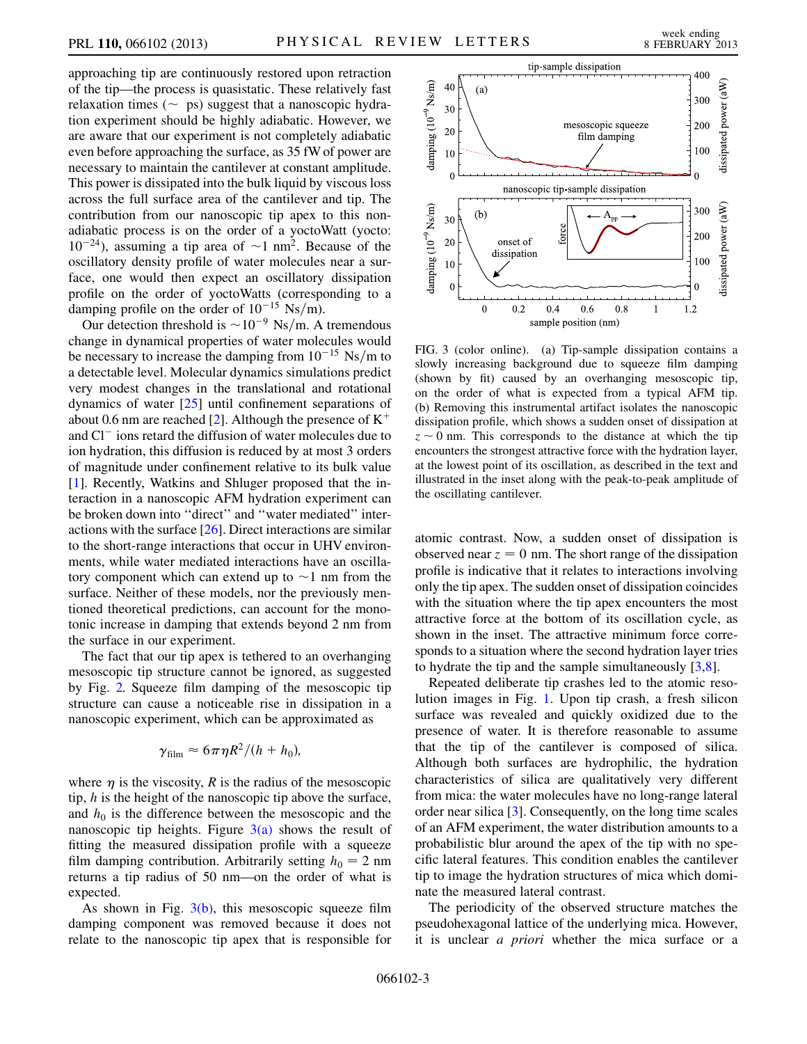approaching tip are continuously restored upon retraction of the tip—the process is quasistatic. These relatively fast relaxation times (~ ps) suggest that a nanoscopic hydration experiment should be highly adiabatic. However, we are aware that our experiment is not completely adiabatic even before approaching the surface, as 35 fW of power are necessary to maintain the cantilever at constant amplitude. This power is dissipated into the bulk liquid by viscous loss across the full surface area of the cantilever and tip. The contribution from our nanoscopic tip apex to this nonadiabatic process is on the order of a yoctoWatt (yocto: $10^{-24}$), assuming a tip area of $\sim$1 nm$^2$. Because of the oscillatory density profile of water molecules near a surface, one would then expect an oscillatory dissipation profile on the order of yoctoWatts (corresponding to a damping profile on the order of $10^{-15}$ Ns/m).

Our detection threshold is $\sim 10^{-9}$ Ns/m. A tremendous change in dynamical properties of water molecules would be necessary to increase the damping from $10^{-15}$ Ns/m to a detectable level. Molecular dynamics simulations predict very modest changes in the translational and rotational dynamics of water [25] until confinement separations of about 0.6 nm are reached [2]. Although the presence of $K^+$ and $Cl^-$ ions retard the diffusion of water molecules due to ion hydration, this diffusion is reduced by at most 3 orders of magnitude under confinement relative to its bulk value [1]. Recently, Watkins and Shluger proposed that the interaction in a nanoscopic AFM hydration experiment can be broken down into "direct" and "water mediated" interactions with the surface [26]. Direct interactions are similar to the short-range interactions that occur in UHV environments, while water mediated interactions have an oscillatory component which can extend up to $\sim$1 nm from the surface. Neither of these models, nor the previously mentioned theoretical predictions, can account for the monotonic increase in damping that extends beyond 2 nm from the surface in our experiment.

The fact that our tip apex is tethered to an overhanging mesoscopic tip structure cannot be ignored, as suggested by Fig. 2. Squeeze film damping of the mesoscopic tip structure can cause a noticeable rise in dissipation in a nanoscopic experiment, which can be approximated as

$$\gamma_{\text{film}} \approx 6\pi\eta R^2/(h + h_0),$$

where $\eta$ is the viscosity, $R$ is the radius of the mesoscopic tip, $h$ is the height of the nanoscopic tip above the surface, and $h_0$ is the difference between the mesoscopic and the nanoscopic tip heights. Figure 3(a) shows the result of fitting the measured dissipation profile with a squeeze film damping contribution. Arbitrarily setting $h_0 = 2$ nm returns a tip radius of 50 nm—on the order of what is expected.

As shown in Fig. 3(b), this mesoscopic squeeze film damping component was removed because it does not relate to the nanoscopic tip apex that is responsible for atomic contrast. Now, a sudden onset of dissipation is observed near $z = 0$ nm. The short range of the dissipation profile is indicative that it relates to interactions involving only the tip apex. The sudden onset of dissipation coincides with the situation where the tip apex encounters the most attractive force at the bottom of its oscillation cycle, as shown in the inset. The attractive minimum force corresponds to a situation where the second hydration layer tries to hydrate the tip and the sample simultaneously [3,8].

Repeated deliberate tip crashes led to the atomic resolution images in Fig. 1. Upon tip crash, a fresh silicon surface was revealed and quickly oxidized due to the presence of water. It is therefore reasonable to assume that the tip of the cantilever is composed of silica. Although both surfaces are hydrophilic, the hydration characteristics of silica are qualitatively very different from mica: the water molecules have no long-range lateral order near silica [3]. Consequently, on the long time scales of an AFM experiment, the water distribution amounts to a probabilistic blur around the apex of the tip with no specific lateral features. This condition enables the cantilever tip to image the hydration structures of mica which dominate the measured lateral contrast.

The periodicity of the observed structure matches the pseudohexagonal lattice of the underlying mica. However, it is unclear *a priori* whether the mica surface or a

FIG. 3 (color online). (a) Tip-sample dissipation contains a slowly increasing background due to squeeze film damping (shown by fit) caused by an overhanging mesoscopic tip, on the order of what is expected from a typical AFM tip. (b) Removing this instrumental artifact isolates the nanoscopic dissipation profile, which shows a sudden onset of dissipation at $z \sim 0$ nm. This corresponds to the distance at which the tip encounters the strongest attractive force with the hydration layer, at the lowest point of its oscillation, as described in the text and illustrated in the inset along with the peak-to-peak amplitude of the oscillating cantilever.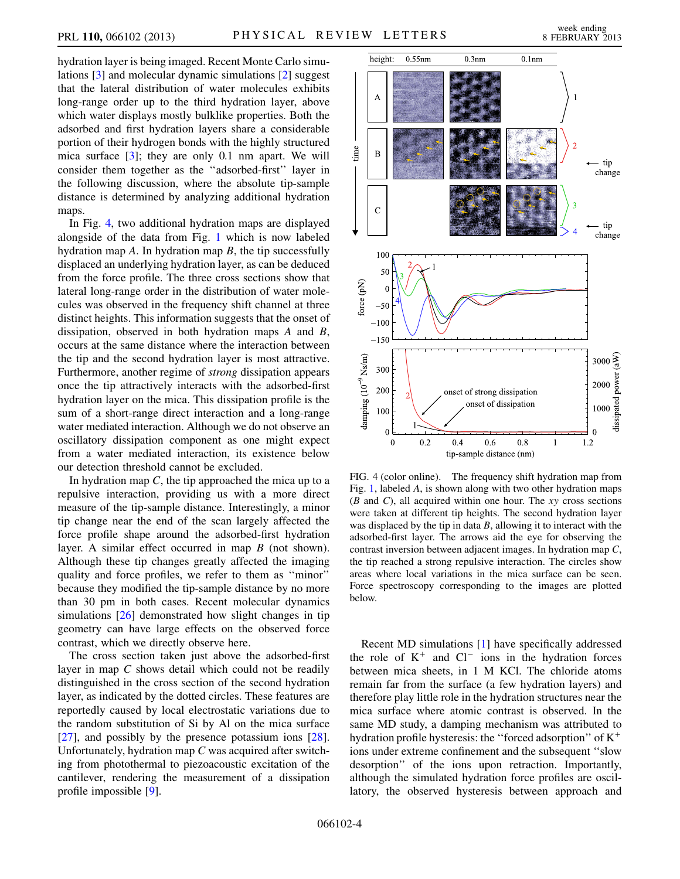hydration layer is being imaged. Recent Monte Carlo simulations [3] and molecular dynamic simulations [2] suggest that the lateral distribution of water molecules exhibits long-range order up to the third hydration layer, above which water displays mostly bulklike properties. Both the adsorbed and first hydration layers share a considerable portion of their hydrogen bonds with the highly structured mica surface [3]; they are only 0.1 nm apart. We will consider them together as the "adsorbed-first" layer in the following discussion, where the absolute tip-sample distance is determined by analyzing additional hydration maps.

In Fig. 4, two additional hydration maps are displayed alongside of the data from Fig. 1 which is now labeled hydration map *A*. In hydration map *B*, the tip successfully displaced an underlying hydration layer, as can be deduced from the force profile. The three cross sections show that lateral long-range order in the distribution of water molecules was observed in the frequency shift channel at three distinct heights. This information suggests that the onset of dissipation, observed in both hydration maps *A* and *B*, occurs at the same distance where the interaction between the tip and the second hydration layer is most attractive. Furthermore, another regime of *strong* dissipation appears once the tip attractively interacts with the adsorbed-first hydration layer on the mica. This dissipation profile is the sum of a short-range direct interaction and a long-range water mediated interaction. Although we do not observe an oscillatory dissipation component as one might expect from a water mediated interaction, its existence below our detection threshold cannot be excluded.

In hydration map *C*, the tip approached the mica up to a repulsive interaction, providing us with a more direct measure of the tip-sample distance. Interestingly, a minor tip change near the end of the scan largely affected the force profile shape around the adsorbed-first hydration layer. A similar effect occurred in map *B* (not shown). Although these tip changes greatly affected the imaging quality and force profiles, we refer to them as "minor" because they modified the tip-sample distance by no more than 30 pm in both cases. Recent molecular dynamics simulations [26] demonstrated how slight changes in tip geometry can have large effects on the observed force contrast, which we directly observe here.

The cross section taken just above the adsorbed-first layer in map *C* shows detail which could not be readily distinguished in the cross section of the second hydration layer, as indicated by the dotted circles. These features are reportedly caused by local electrostatic variations due to the random substitution of Si by Al on the mica surface [27], and possibly by the presence potassium ions [28]. Unfortunately, hydration map *C* was acquired after switching from photothermal to piezoacoustic excitation of the cantilever, rendering the measurement of a dissipation profile impossible [9].

height: 0.55nm 0.3nm 0.1nm
A B C
time
1 2 3 4
tip change
tip change
force (pN)
100 50 0 −50 −100 −150
damping ($10^{-9}$ Ns/m)
300 200 100 0
dissipated power (aW)
3000 2000 1000 0
onset of strong dissipation
onset of dissipation
0 0.2 0.4 0.6 0.8 1 1.2
tip-sample distance (nm)

FIG. 4 (color online). The frequency shift hydration map from Fig. 1, labeled *A*, is shown along with two other hydration maps (*B* and *C*), all acquired within one hour. The *xy* cross sections were taken at different tip heights. The second hydration layer was displaced by the tip in data *B*, allowing it to interact with the adsorbed-first layer. The arrows aid the eye for observing the contrast inversion between adjacent images. In hydration map *C*, the tip reached a strong repulsive interaction. The circles show areas where local variations in the mica surface can be seen. Force spectroscopy corresponding to the images are plotted below.

Recent MD simulations [1] have specifically addressed the role of $K^+$ and $Cl^-$ ions in the hydration forces between mica sheets, in 1 M KCl. The chloride atoms remain far from the surface (a few hydration layers) and therefore play little role in the hydration structures near the mica surface where atomic contrast is observed. In the same MD study, a damping mechanism was attributed to hydration profile hysteresis: the "forced adsorption" of $K^+$ ions under extreme confinement and the subsequent "slow desorption" of the ions upon retraction. Importantly, although the simulated hydration force profiles are oscillatory, the observed hysteresis between approach and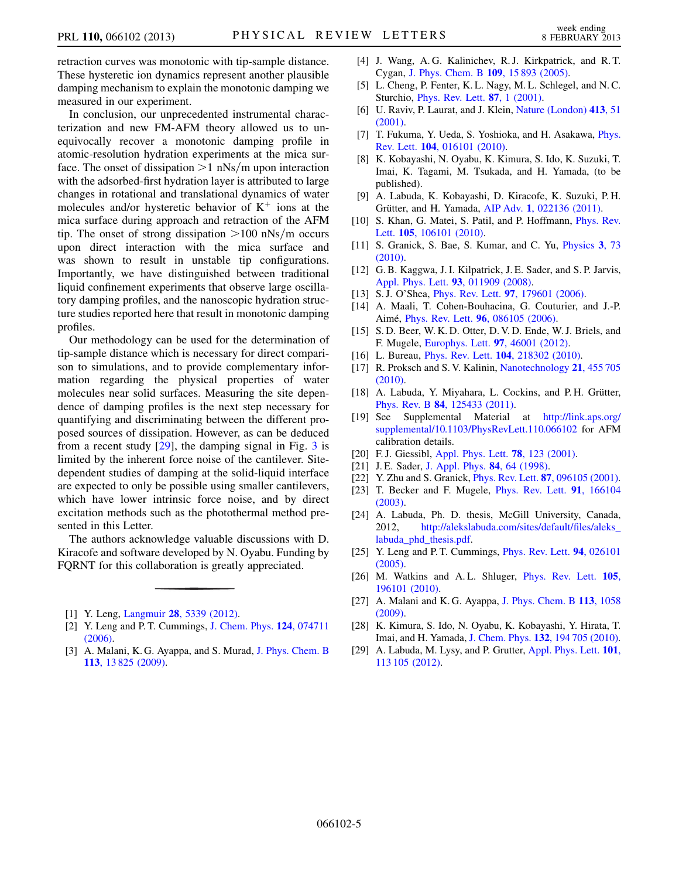retraction curves was monotonic with tip-sample distance. These hysteretic ion dynamics represent another plausible damping mechanism to explain the monotonic damping we measured in our experiment.

In conclusion, our unprecedented instrumental characterization and new FM-AFM theory allowed us to unequivocally recover a monotonic damping profile in atomic-resolution hydration experiments at the mica surface. The onset of dissipation $>1$ nNs/m upon interaction with the adsorbed-first hydration layer is attributed to large changes in rotational and translational dynamics of water molecules and/or hysteretic behavior of $K^+$ ions at the mica surface during approach and retraction of the AFM tip. The onset of strong dissipation $>100$ nNs/m occurs upon direct interaction with the mica surface and was shown to result in unstable tip configurations. Importantly, we have distinguished between traditional liquid confinement experiments that observe large oscillatory damping profiles, and the nanoscopic hydration structure studies reported here that result in monotonic damping profiles.

Our methodology can be used for the determination of tip-sample distance which is necessary for direct comparison to simulations, and to provide complementary information regarding the physical properties of water molecules near solid surfaces. Measuring the site dependence of damping profiles is the next step necessary for quantifying and discriminating between the different proposed sources of dissipation. However, as can be deduced from a recent study [29], the damping signal in Fig. 3 is limited by the inherent force noise of the cantilever. Site-dependent studies of damping at the solid-liquid interface are expected to only be possible using smaller cantilevers, which have lower intrinsic force noise, and by direct excitation methods such as the photothermal method presented in this Letter.

The authors acknowledge valuable discussions with D. Kiracofe and software developed by N. Oyabu. Funding by FQRNT for this collaboration is greatly appreciated.

---

[1] Y. Leng, Langmuir **28**, 5339 (2012).

[2] Y. Leng and P. T. Cummings, J. Chem. Phys. **124**, 074711 (2006).

[3] A. Malani, K. G. Ayappa, and S. Murad, J. Phys. Chem. B **113**, 13 825 (2009).

[4] J. Wang, A. G. Kalinichev, R. J. Kirkpatrick, and R. T. Cygan, J. Phys. Chem. B **109**, 15 893 (2005).

[5] L. Cheng, P. Fenter, K. L. Nagy, M. L. Schlegel, and N. C. Sturchio, Phys. Rev. Lett. **87**, 1 (2001).

[6] U. Raviv, P. Laurat, and J. Klein, Nature (London) **413**, 51 (2001).

[7] T. Fukuma, Y. Ueda, S. Yoshioka, and H. Asakawa, Phys. Rev. Lett. **104**, 016101 (2010).

[8] K. Kobayashi, N. Oyabu, K. Kimura, S. Ido, K. Suzuki, T. Imai, K. Tagami, M. Tsukada, and H. Yamada, (to be published).

[9] A. Labuda, K. Kobayashi, D. Kiracofe, K. Suzuki, P. H. Grütter, and H. Yamada, AIP Adv. **1**, 022136 (2011).

[10] S. Khan, G. Matei, S. Patil, and P. Hoffmann, Phys. Rev. Lett. **105**, 106101 (2010).

[11] S. Granick, S. Bae, S. Kumar, and C. Yu, Physics **3**, 73 (2010).

[12] G. B. Kaggwa, J. I. Kilpatrick, J. E. Sader, and S. P. Jarvis, Appl. Phys. Lett. **93**, 011909 (2008).

[13] S. J. O'Shea, Phys. Rev. Lett. **97**, 179601 (2006).

[14] A. Maali, T. Cohen-Bouhacina, G. Couturier, and J.-P. Aimé, Phys. Rev. Lett. **96**, 086105 (2006).

[15] S. D. Beer, W. K. D. Otter, D. V. D. Ende, W. J. Briels, and F. Mugele, Europhys. Lett. **97**, 46001 (2012).

[16] L. Bureau, Phys. Rev. Lett. **104**, 218302 (2010).

[17] R. Proksch and S. V. Kalinin, Nanotechnology **21**, 455 705 (2010).

[18] A. Labuda, Y. Miyahara, L. Cockins, and P. H. Grütter, Phys. Rev. B **84**, 125433 (2011).

[19] See Supplemental Material at http://link.aps.org/supplemental/10.1103/PhysRevLett.110.066102 for AFM calibration details.

[20] F. J. Giessibl, Appl. Phys. Lett. **78**, 123 (2001).

[21] J. E. Sader, J. Appl. Phys. **84**, 64 (1998).

[22] Y. Zhu and S. Granick, Phys. Rev. Lett. **87**, 096105 (2001).

[23] T. Becker and F. Mugele, Phys. Rev. Lett. **91**, 166104 (2003).

[24] A. Labuda, Ph. D. thesis, McGill University, Canada, 2012, http://alekslabuda.com/sites/default/files/aleks_labuda_phd_thesis.pdf.

[25] Y. Leng and P. T. Cummings, Phys. Rev. Lett. **94**, 026101 (2005).

[26] M. Watkins and A. L. Shluger, Phys. Rev. Lett. **105**, 196101 (2010).

[27] A. Malani and K. G. Ayappa, J. Phys. Chem. B **113**, 1058 (2009).

[28] K. Kimura, S. Ido, N. Oyabu, K. Kobayashi, Y. Hirata, T. Imai, and H. Yamada, J. Chem. Phys. **132**, 194 705 (2010).

[29] A. Labuda, M. Lysy, and P. Grutter, Appl. Phys. Lett. **101**, 113 105 (2012).